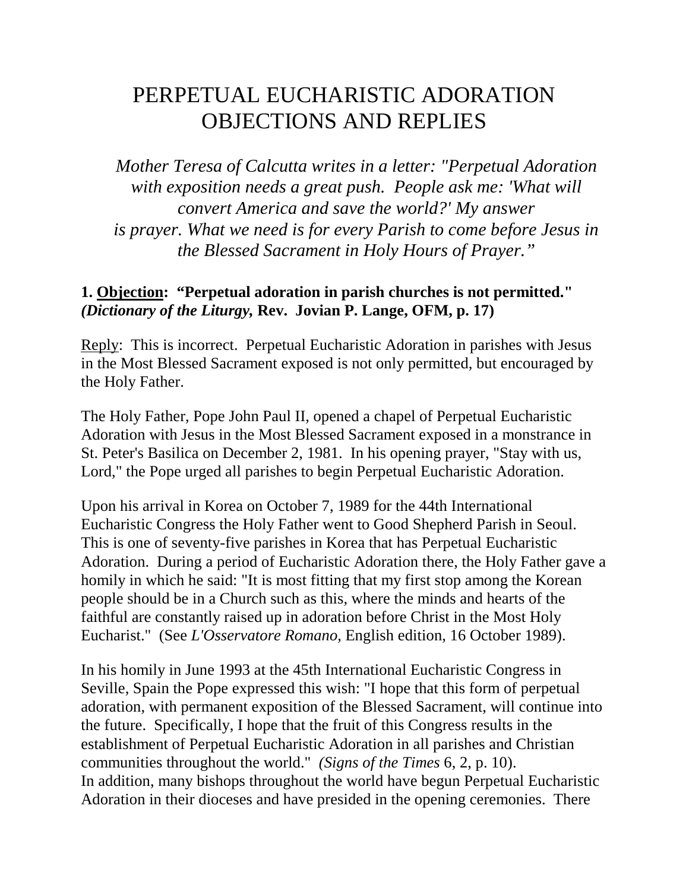# PERPETUAL EUCHARISTIC ADORATION OBJECTIONS AND REPLIES

*Mother Teresa of Calcutta writes in a letter: "Perpetual Adoration with exposition needs a great push. People ask me: 'What will convert America and save the world?' My answer is prayer. What we need is for every Parish to come before Jesus in the Blessed Sacrament in Holy Hours of Prayer."*

**1. <u>Objection</u>: "Perpetual adoration in parish churches is not permitted." *(Dictionary of the Liturgy,* Rev. Jovian P. Lange, OFM, p. 17)**

<u>Reply</u>: This is incorrect. Perpetual Eucharistic Adoration in parishes with Jesus in the Most Blessed Sacrament exposed is not only permitted, but encouraged by the Holy Father.

The Holy Father, Pope John Paul II, opened a chapel of Perpetual Eucharistic Adoration with Jesus in the Most Blessed Sacrament exposed in a monstrance in St. Peter's Basilica on December 2, 1981. In his opening prayer, "Stay with us, Lord," the Pope urged all parishes to begin Perpetual Eucharistic Adoration.

Upon his arrival in Korea on October 7, 1989 for the 44th International Eucharistic Congress the Holy Father went to Good Shepherd Parish in Seoul. This is one of seventy-five parishes in Korea that has Perpetual Eucharistic Adoration. During a period of Eucharistic Adoration there, the Holy Father gave a homily in which he said: "It is most fitting that my first stop among the Korean people should be in a Church such as this, where the minds and hearts of the faithful are constantly raised up in adoration before Christ in the Most Holy Eucharist." (See *L'Osservatore Romano,* English edition, 16 October 1989).

In his homily in June 1993 at the 45th International Eucharistic Congress in Seville, Spain the Pope expressed this wish: "I hope that this form of perpetual adoration, with permanent exposition of the Blessed Sacrament, will continue into the future. Specifically, I hope that the fruit of this Congress results in the establishment of Perpetual Eucharistic Adoration in all parishes and Christian communities throughout the world." *(Signs of the Times* 6, 2, p. 10).
In addition, many bishops throughout the world have begun Perpetual Eucharistic Adoration in their dioceses and have presided in the opening ceremonies. There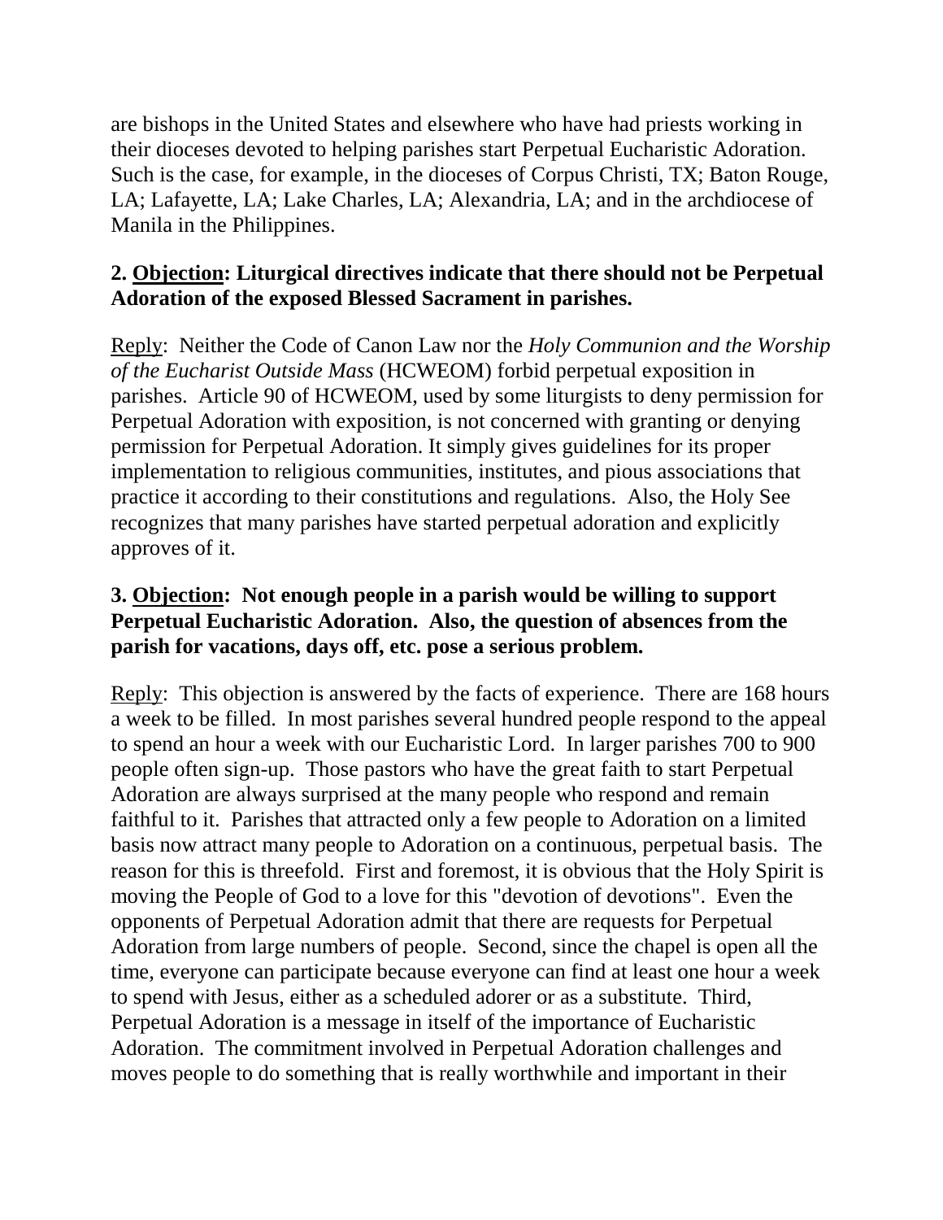are bishops in the United States and elsewhere who have had priests working in their dioceses devoted to helping parishes start Perpetual Eucharistic Adoration. Such is the case, for example, in the dioceses of Corpus Christi, TX; Baton Rouge, LA; Lafayette, LA; Lake Charles, LA; Alexandria, LA; and in the archdiocese of Manila in the Philippines.

**2. Objection: Liturgical directives indicate that there should not be Perpetual Adoration of the exposed Blessed Sacrament in parishes.**

Reply: Neither the Code of Canon Law nor the *Holy Communion and the Worship of the Eucharist Outside Mass* (HCWEOM) forbid perpetual exposition in parishes. Article 90 of HCWEOM, used by some liturgists to deny permission for Perpetual Adoration with exposition, is not concerned with granting or denying permission for Perpetual Adoration. It simply gives guidelines for its proper implementation to religious communities, institutes, and pious associations that practice it according to their constitutions and regulations. Also, the Holy See recognizes that many parishes have started perpetual adoration and explicitly approves of it.

**3. Objection: Not enough people in a parish would be willing to support Perpetual Eucharistic Adoration. Also, the question of absences from the parish for vacations, days off, etc. pose a serious problem.**

Reply: This objection is answered by the facts of experience. There are 168 hours a week to be filled. In most parishes several hundred people respond to the appeal to spend an hour a week with our Eucharistic Lord. In larger parishes 700 to 900 people often sign-up. Those pastors who have the great faith to start Perpetual Adoration are always surprised at the many people who respond and remain faithful to it. Parishes that attracted only a few people to Adoration on a limited basis now attract many people to Adoration on a continuous, perpetual basis. The reason for this is threefold. First and foremost, it is obvious that the Holy Spirit is moving the People of God to a love for this "devotion of devotions". Even the opponents of Perpetual Adoration admit that there are requests for Perpetual Adoration from large numbers of people. Second, since the chapel is open all the time, everyone can participate because everyone can find at least one hour a week to spend with Jesus, either as a scheduled adorer or as a substitute. Third, Perpetual Adoration is a message in itself of the importance of Eucharistic Adoration. The commitment involved in Perpetual Adoration challenges and moves people to do something that is really worthwhile and important in their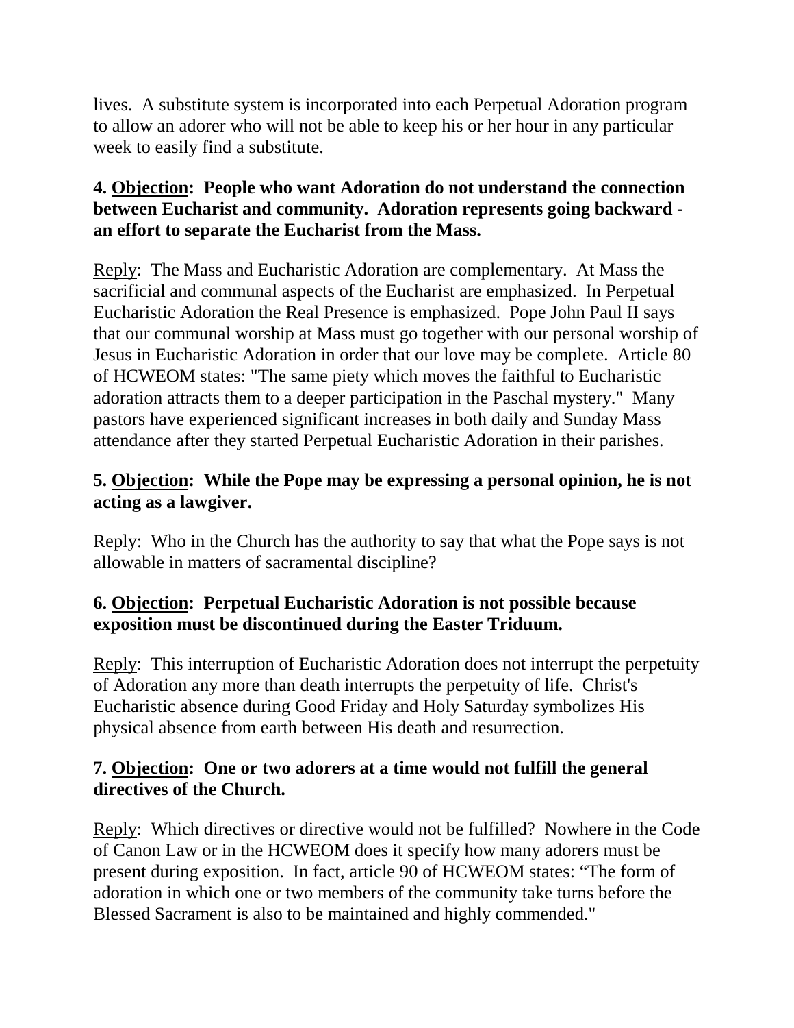lives. A substitute system is incorporated into each Perpetual Adoration program to allow an adorer who will not be able to keep his or her hour in any particular week to easily find a substitute.

**4. Objection: People who want Adoration do not understand the connection between Eucharist and community. Adoration represents going backward - an effort to separate the Eucharist from the Mass.**

Reply: The Mass and Eucharistic Adoration are complementary. At Mass the sacrificial and communal aspects of the Eucharist are emphasized. In Perpetual Eucharistic Adoration the Real Presence is emphasized. Pope John Paul II says that our communal worship at Mass must go together with our personal worship of Jesus in Eucharistic Adoration in order that our love may be complete. Article 80 of HCWEOM states: "The same piety which moves the faithful to Eucharistic adoration attracts them to a deeper participation in the Paschal mystery." Many pastors have experienced significant increases in both daily and Sunday Mass attendance after they started Perpetual Eucharistic Adoration in their parishes.

**5. Objection: While the Pope may be expressing a personal opinion, he is not acting as a lawgiver.**

Reply: Who in the Church has the authority to say that what the Pope says is not allowable in matters of sacramental discipline?

**6. Objection: Perpetual Eucharistic Adoration is not possible because exposition must be discontinued during the Easter Triduum.**

Reply: This interruption of Eucharistic Adoration does not interrupt the perpetuity of Adoration any more than death interrupts the perpetuity of life. Christ's Eucharistic absence during Good Friday and Holy Saturday symbolizes His physical absence from earth between His death and resurrection.

**7. Objection: One or two adorers at a time would not fulfill the general directives of the Church.**

Reply: Which directives or directive would not be fulfilled? Nowhere in the Code of Canon Law or in the HCWEOM does it specify how many adorers must be present during exposition. In fact, article 90 of HCWEOM states: "The form of adoration in which one or two members of the community take turns before the Blessed Sacrament is also to be maintained and highly commended."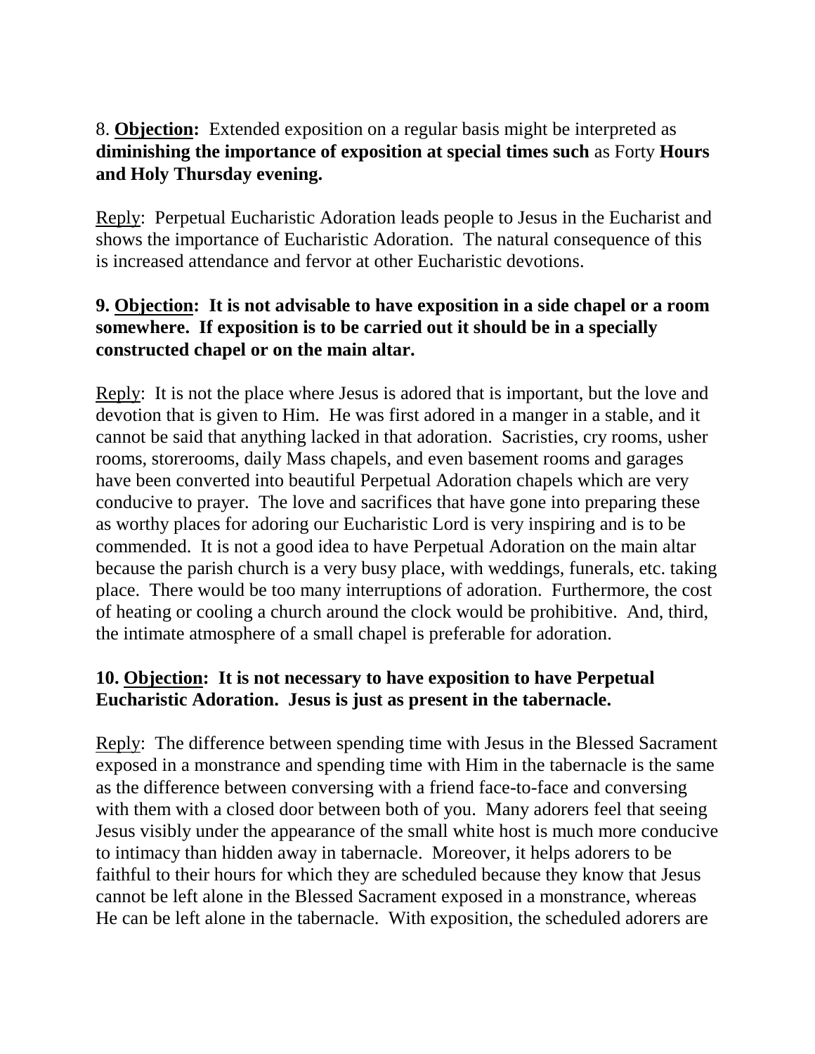8. **Objection:** Extended exposition on a regular basis might be interpreted as **diminishing the importance of exposition at special times such** as Forty **Hours and Holy Thursday evening.**

Reply: Perpetual Eucharistic Adoration leads people to Jesus in the Eucharist and shows the importance of Eucharistic Adoration. The natural consequence of this is increased attendance and fervor at other Eucharistic devotions.

**9. Objection: It is not advisable to have exposition in a side chapel or a room somewhere. If exposition is to be carried out it should be in a specially constructed chapel or on the main altar.**

Reply: It is not the place where Jesus is adored that is important, but the love and devotion that is given to Him. He was first adored in a manger in a stable, and it cannot be said that anything lacked in that adoration. Sacristies, cry rooms, usher rooms, storerooms, daily Mass chapels, and even basement rooms and garages have been converted into beautiful Perpetual Adoration chapels which are very conducive to prayer. The love and sacrifices that have gone into preparing these as worthy places for adoring our Eucharistic Lord is very inspiring and is to be commended. It is not a good idea to have Perpetual Adoration on the main altar because the parish church is a very busy place, with weddings, funerals, etc. taking place. There would be too many interruptions of adoration. Furthermore, the cost of heating or cooling a church around the clock would be prohibitive. And, third, the intimate atmosphere of a small chapel is preferable for adoration.

**10. Objection: It is not necessary to have exposition to have Perpetual Eucharistic Adoration. Jesus is just as present in the tabernacle.**

Reply: The difference between spending time with Jesus in the Blessed Sacrament exposed in a monstrance and spending time with Him in the tabernacle is the same as the difference between conversing with a friend face-to-face and conversing with them with a closed door between both of you. Many adorers feel that seeing Jesus visibly under the appearance of the small white host is much more conducive to intimacy than hidden away in tabernacle. Moreover, it helps adorers to be faithful to their hours for which they are scheduled because they know that Jesus cannot be left alone in the Blessed Sacrament exposed in a monstrance, whereas He can be left alone in the tabernacle. With exposition, the scheduled adorers are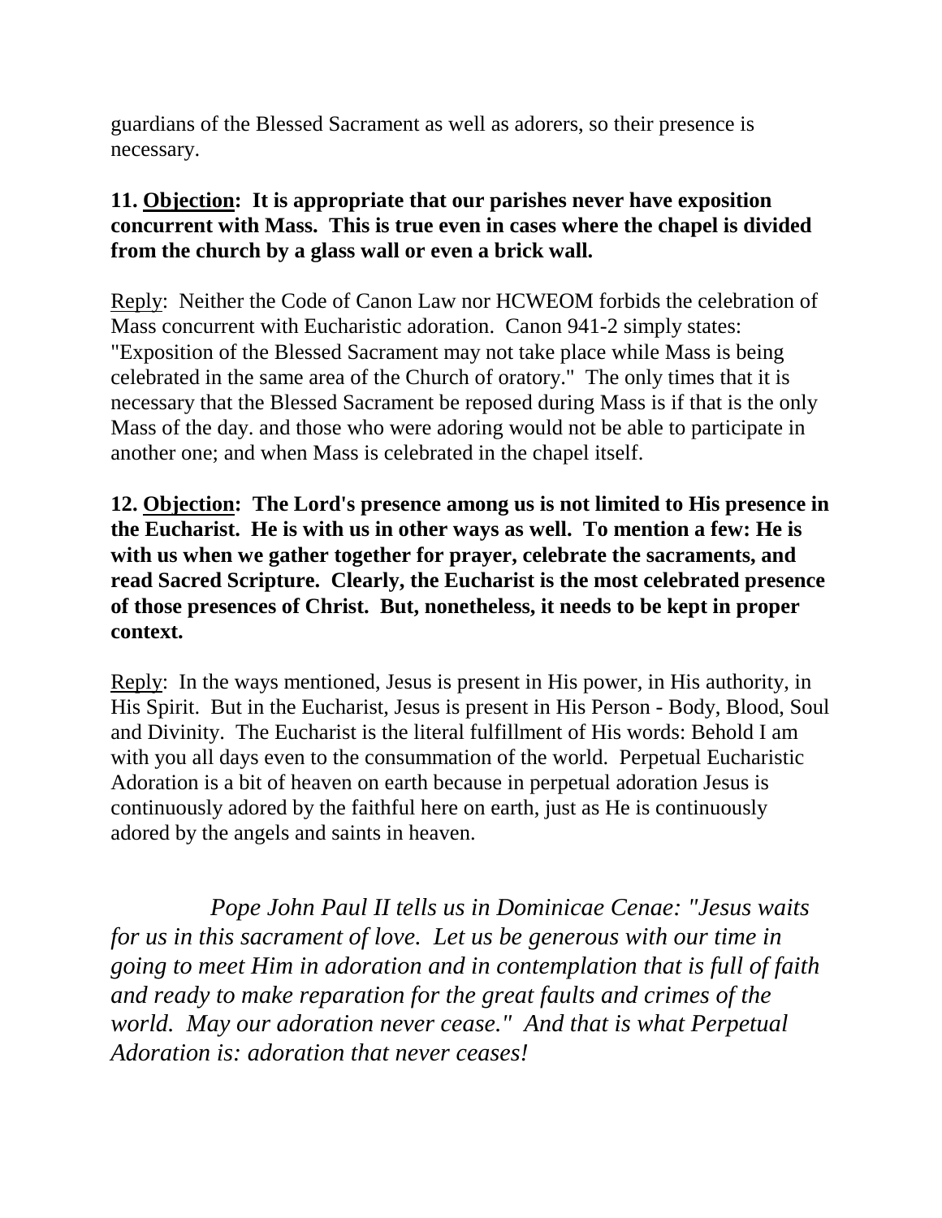guardians of the Blessed Sacrament as well as adorers, so their presence is necessary.

**11. <u>Objection</u>: It is appropriate that our parishes never have exposition concurrent with Mass. This is true even in cases where the chapel is divided from the church by a glass wall or even a brick wall.**

<u>Reply</u>: Neither the Code of Canon Law nor HCWEOM forbids the celebration of Mass concurrent with Eucharistic adoration. Canon 941-2 simply states: "Exposition of the Blessed Sacrament may not take place while Mass is being celebrated in the same area of the Church of oratory." The only times that it is necessary that the Blessed Sacrament be reposed during Mass is if that is the only Mass of the day. and those who were adoring would not be able to participate in another one; and when Mass is celebrated in the chapel itself.

**12. <u>Objection</u>: The Lord's presence among us is not limited to His presence in the Eucharist. He is with us in other ways as well. To mention a few: He is with us when we gather together for prayer, celebrate the sacraments, and read Sacred Scripture. Clearly, the Eucharist is the most celebrated presence of those presences of Christ. But, nonetheless, it needs to be kept in proper context.**

<u>Reply</u>: In the ways mentioned, Jesus is present in His power, in His authority, in His Spirit. But in the Eucharist, Jesus is present in His Person - Body, Blood, Soul and Divinity. The Eucharist is the literal fulfillment of His words: Behold I am with you all days even to the consummation of the world. Perpetual Eucharistic Adoration is a bit of heaven on earth because in perpetual adoration Jesus is continuously adored by the faithful here on earth, just as He is continuously adored by the angels and saints in heaven.

*Pope John Paul II tells us in Dominicae Cenae: "Jesus waits for us in this sacrament of love. Let us be generous with our time in going to meet Him in adoration and in contemplation that is full of faith and ready to make reparation for the great faults and crimes of the world. May our adoration never cease." And that is what Perpetual Adoration is: adoration that never ceases!*